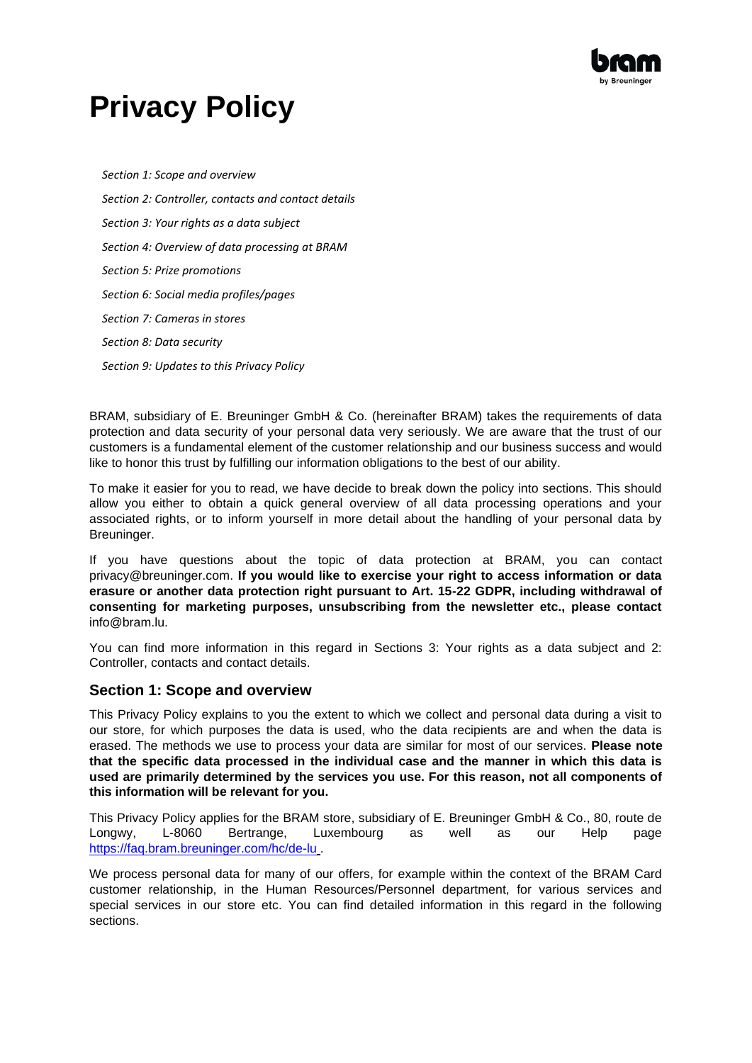# Privacy Policy

*Section 1: Scope and overview*

*Section 2: Controller, contacts and contact details*

*Section 3: Your rights as a data subject*

*Section 4: Overview of data processing at BRAM*

*Section 5: Prize promotions*

*Section 6: Social media profiles/pages*

*Section 7: Cameras in stores*

*Section 8: Data security*

*Section 9: Updates to this Privacy Policy*

BRAM, subsidiary of E. Breuninger GmbH & Co. (hereinafter BRAM) takes the requirements of data protection and data security of your personal data very seriously. We are aware that the trust of our customers is a fundamental element of the customer relationship and our business success and would like to honor this trust by fulfilling our information obligations to the best of our ability.

To make it easier for you to read, we have decide to break down the policy into sections. This should allow you either to obtain a quick general overview of all data processing operations and your associated rights, or to inform yourself in more detail about the handling of your personal data by Breuninger.

If you have questions about the topic of data protection at BRAM, you can contact privacy@breuninger.com. **If you would like to exercise your right to access information or data erasure or another data protection right pursuant to Art. 15-22 GDPR, including withdrawal of consenting for marketing purposes, unsubscribing from the newsletter etc., please contact** info@bram.lu.

You can find more information in this regard in Sections 3: Your rights as a data subject and 2: Controller, contacts and contact details.

## Section 1: Scope and overview

This Privacy Policy explains to you the extent to which we collect and personal data during a visit to our store, for which purposes the data is used, who the data recipients are and when the data is erased. The methods we use to process your data are similar for most of our services. **Please note that the specific data processed in the individual case and the manner in which this data is used are primarily determined by the services you use. For this reason, not all components of this information will be relevant for you.**

This Privacy Policy applies for the BRAM store, subsidiary of E. Breuninger GmbH & Co., 80, route de Longwy, L-8060 Bertrange, Luxembourg as well as our Help page [https://faq.bram.breuninger.com/hc/de-lu](https://faq.bram.breuninger.com/hc/de-lu).

We process personal data for many of our offers, for example within the context of the BRAM Card customer relationship, in the Human Resources/Personnel department, for various services and special services in our store etc. You can find detailed information in this regard in the following sections.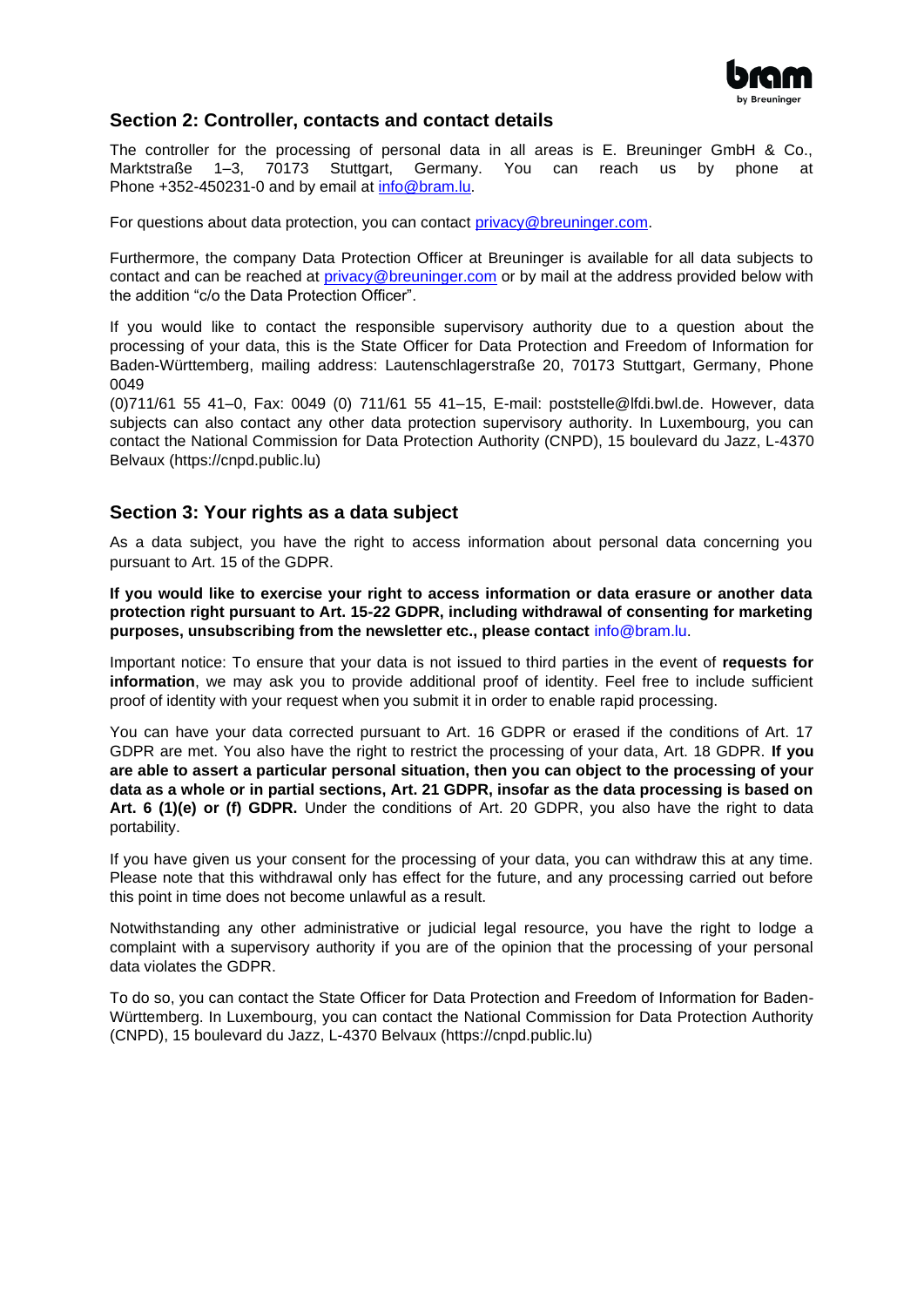## Section 2: Controller, contacts and contact details

The controller for the processing of personal data in all areas is E. Breuninger GmbH & Co., Marktstraße 1–3, 70173 Stuttgart, Germany. You can reach us by phone at Phone +352-450231-0 and by email at info@bram.lu.

For questions about data protection, you can contact privacy@breuninger.com.

Furthermore, the company Data Protection Officer at Breuninger is available for all data subjects to contact and can be reached at privacy@breuninger.com or by mail at the address provided below with the addition "c/o the Data Protection Officer".

If you would like to contact the responsible supervisory authority due to a question about the processing of your data, this is the State Officer for Data Protection and Freedom of Information for Baden-Württemberg, mailing address: Lautenschlagerstraße 20, 70173 Stuttgart, Germany, Phone 0049
(0)711/61 55 41–0, Fax: 0049 (0) 711/61 55 41–15, E-mail: poststelle@lfdi.bwl.de. However, data subjects can also contact any other data protection supervisory authority. In Luxembourg, you can contact the National Commission for Data Protection Authority (CNPD), 15 boulevard du Jazz, L-4370 Belvaux (https://cnpd.public.lu)

## Section 3: Your rights as a data subject

As a data subject, you have the right to access information about personal data concerning you pursuant to Art. 15 of the GDPR.

**If you would like to exercise your right to access information or data erasure or another data protection right pursuant to Art. 15-22 GDPR, including withdrawal of consenting for marketing purposes, unsubscribing from the newsletter etc., please contact** info@bram.lu.

Important notice: To ensure that your data is not issued to third parties in the event of **requests for information**, we may ask you to provide additional proof of identity. Feel free to include sufficient proof of identity with your request when you submit it in order to enable rapid processing.

You can have your data corrected pursuant to Art. 16 GDPR or erased if the conditions of Art. 17 GDPR are met. You also have the right to restrict the processing of your data, Art. 18 GDPR. **If you are able to assert a particular personal situation, then you can object to the processing of your data as a whole or in partial sections, Art. 21 GDPR, insofar as the data processing is based on Art. 6 (1)(e) or (f) GDPR.** Under the conditions of Art. 20 GDPR, you also have the right to data portability.

If you have given us your consent for the processing of your data, you can withdraw this at any time. Please note that this withdrawal only has effect for the future, and any processing carried out before this point in time does not become unlawful as a result.

Notwithstanding any other administrative or judicial legal resource, you have the right to lodge a complaint with a supervisory authority if you are of the opinion that the processing of your personal data violates the GDPR.

To do so, you can contact the State Officer for Data Protection and Freedom of Information for Baden-Württemberg. In Luxembourg, you can contact the National Commission for Data Protection Authority (CNPD), 15 boulevard du Jazz, L-4370 Belvaux (https://cnpd.public.lu)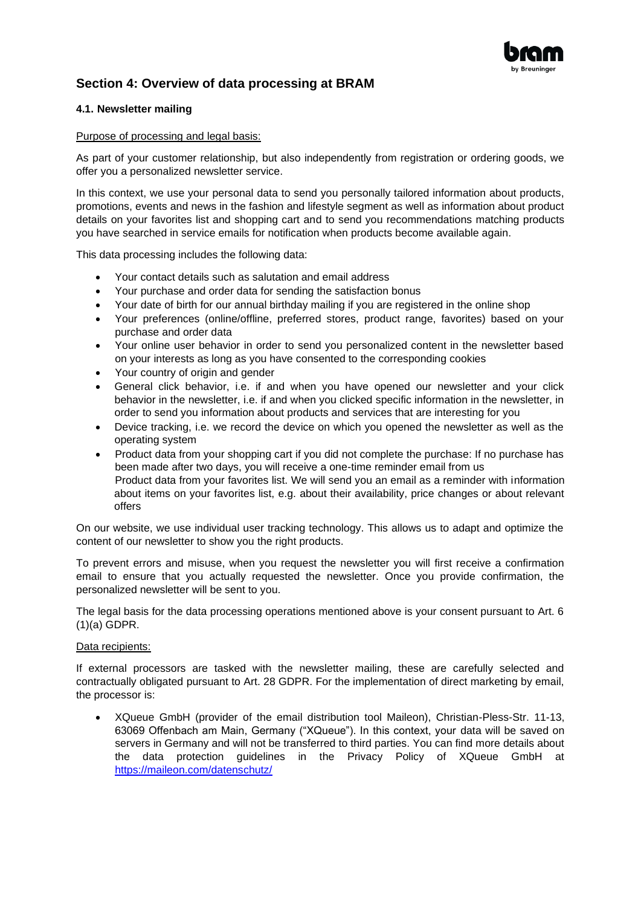## Section 4: Overview of data processing at BRAM

### 4.1. Newsletter mailing

Purpose of processing and legal basis:

As part of your customer relationship, but also independently from registration or ordering goods, we offer you a personalized newsletter service.

In this context, we use your personal data to send you personally tailored information about products, promotions, events and news in the fashion and lifestyle segment as well as information about product details on your favorites list and shopping cart and to send you recommendations matching products you have searched in service emails for notification when products become available again.

This data processing includes the following data:

- Your contact details such as salutation and email address
- Your purchase and order data for sending the satisfaction bonus
- Your date of birth for our annual birthday mailing if you are registered in the online shop
- Your preferences (online/offline, preferred stores, product range, favorites) based on your purchase and order data
- Your online user behavior in order to send you personalized content in the newsletter based on your interests as long as you have consented to the corresponding cookies
- Your country of origin and gender
- General click behavior, i.e. if and when you have opened our newsletter and your click behavior in the newsletter, i.e. if and when you clicked specific information in the newsletter, in order to send you information about products and services that are interesting for you
- Device tracking, i.e. we record the device on which you opened the newsletter as well as the operating system
- Product data from your shopping cart if you did not complete the purchase: If no purchase has been made after two days, you will receive a one-time reminder email from us
  Product data from your favorites list. We will send you an email as a reminder with information about items on your favorites list, e.g. about their availability, price changes or about relevant offers

On our website, we use individual user tracking technology. This allows us to adapt and optimize the content of our newsletter to show you the right products.

To prevent errors and misuse, when you request the newsletter you will first receive a confirmation email to ensure that you actually requested the newsletter. Once you provide confirmation, the personalized newsletter will be sent to you.

The legal basis for the data processing operations mentioned above is your consent pursuant to Art. 6 (1)(a) GDPR.

Data recipients:

If external processors are tasked with the newsletter mailing, these are carefully selected and contractually obligated pursuant to Art. 28 GDPR. For the implementation of direct marketing by email, the processor is:

- XQueue GmbH (provider of the email distribution tool Maileon), Christian-Pless-Str. 11-13, 63069 Offenbach am Main, Germany ("XQueue"). In this context, your data will be saved on servers in Germany and will not be transferred to third parties. You can find more details about the data protection guidelines in the Privacy Policy of XQueue GmbH at https://maileon.com/datenschutz/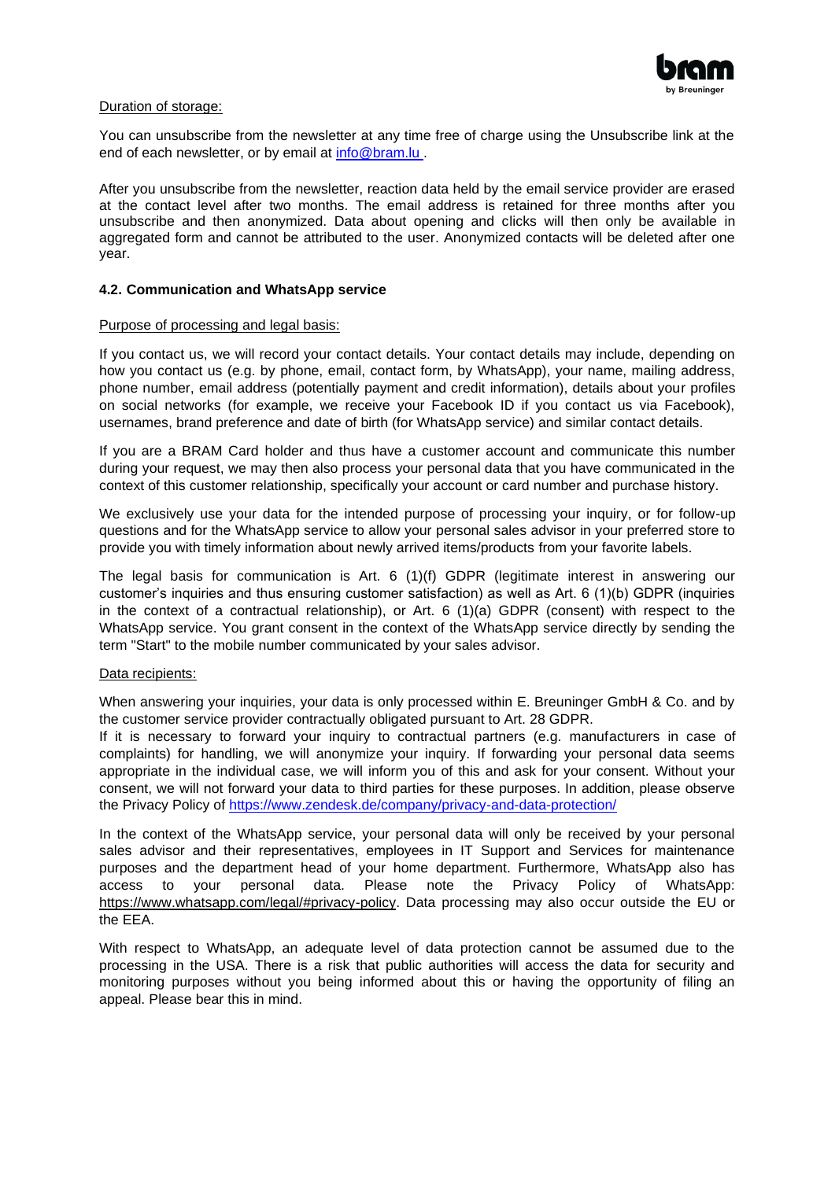Duration of storage:

You can unsubscribe from the newsletter at any time free of charge using the Unsubscribe link at the end of each newsletter, or by email at [info@bram.lu](mailto:info@bram.lu) .

After you unsubscribe from the newsletter, reaction data held by the email service provider are erased at the contact level after two months. The email address is retained for three months after you unsubscribe and then anonymized. Data about opening and clicks will then only be available in aggregated form and cannot be attributed to the user. Anonymized contacts will be deleted after one year.

### 4.2. Communication and WhatsApp service

Purpose of processing and legal basis:

If you contact us, we will record your contact details. Your contact details may include, depending on how you contact us (e.g. by phone, email, contact form, by WhatsApp), your name, mailing address, phone number, email address (potentially payment and credit information), details about your profiles on social networks (for example, we receive your Facebook ID if you contact us via Facebook), usernames, brand preference and date of birth (for WhatsApp service) and similar contact details.

If you are a BRAM Card holder and thus have a customer account and communicate this number during your request, we may then also process your personal data that you have communicated in the context of this customer relationship, specifically your account or card number and purchase history.

We exclusively use your data for the intended purpose of processing your inquiry, or for follow-up questions and for the WhatsApp service to allow your personal sales advisor in your preferred store to provide you with timely information about newly arrived items/products from your favorite labels.

The legal basis for communication is Art. 6 (1)(f) GDPR (legitimate interest in answering our customer's inquiries and thus ensuring customer satisfaction) as well as Art. 6 (1)(b) GDPR (inquiries in the context of a contractual relationship), or Art. 6 (1)(a) GDPR (consent) with respect to the WhatsApp service. You grant consent in the context of the WhatsApp service directly by sending the term "Start" to the mobile number communicated by your sales advisor.

Data recipients:

When answering your inquiries, your data is only processed within E. Breuninger GmbH & Co. and by the customer service provider contractually obligated pursuant to Art. 28 GDPR.
If it is necessary to forward your inquiry to contractual partners (e.g. manufacturers in case of complaints) for handling, we will anonymize your inquiry. If forwarding your personal data seems appropriate in the individual case, we will inform you of this and ask for your consent. Without your consent, we will not forward your data to third parties for these purposes. In addition, please observe the Privacy Policy of [https://www.zendesk.de/company/privacy-and-data-protection/](https://www.zendesk.de/company/privacy-and-data-protection/)

In the context of the WhatsApp service, your personal data will only be received by your personal sales advisor and their representatives, employees in IT Support and Services for maintenance purposes and the department head of your home department. Furthermore, WhatsApp also has access to your personal data. Please note the Privacy Policy of WhatsApp: [https://www.whatsapp.com/legal/#privacy-policy](https://www.whatsapp.com/legal/#privacy-policy). Data processing may also occur outside the EU or the EEA.

With respect to WhatsApp, an adequate level of data protection cannot be assumed due to the processing in the USA. There is a risk that public authorities will access the data for security and monitoring purposes without you being informed about this or having the opportunity of filing an appeal. Please bear this in mind.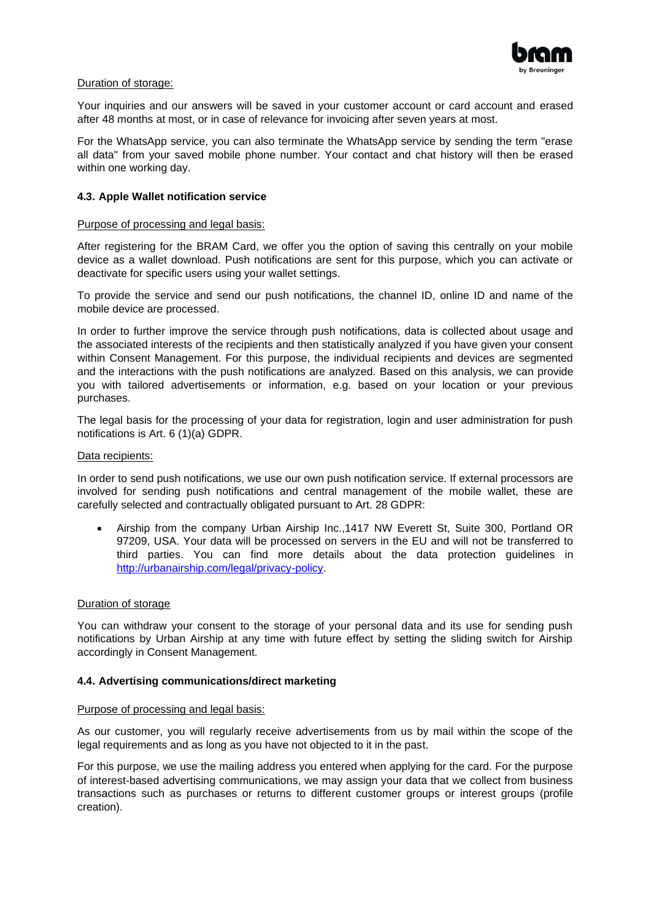Duration of storage:

Your inquiries and our answers will be saved in your customer account or card account and erased after 48 months at most, or in case of relevance for invoicing after seven years at most.

For the WhatsApp service, you can also terminate the WhatsApp service by sending the term "erase all data" from your saved mobile phone number. Your contact and chat history will then be erased within one working day.

### 4.3. Apple Wallet notification service

Purpose of processing and legal basis:

After registering for the BRAM Card, we offer you the option of saving this centrally on your mobile device as a wallet download. Push notifications are sent for this purpose, which you can activate or deactivate for specific users using your wallet settings.

To provide the service and send our push notifications, the channel ID, online ID and name of the mobile device are processed.

In order to further improve the service through push notifications, data is collected about usage and the associated interests of the recipients and then statistically analyzed if you have given your consent within Consent Management. For this purpose, the individual recipients and devices are segmented and the interactions with the push notifications are analyzed. Based on this analysis, we can provide you with tailored advertisements or information, e.g. based on your location or your previous purchases.

The legal basis for the processing of your data for registration, login and user administration for push notifications is Art. 6 (1)(a) GDPR.

Data recipients:

In order to send push notifications, we use our own push notification service. If external processors are involved for sending push notifications and central management of the mobile wallet, these are carefully selected and contractually obligated pursuant to Art. 28 GDPR:

- Airship from the company Urban Airship Inc.,1417 NW Everett St, Suite 300, Portland OR 97209, USA. Your data will be processed on servers in the EU and will not be transferred to third parties. You can find more details about the data protection guidelines in http://urbanairship.com/legal/privacy-policy.

Duration of storage

You can withdraw your consent to the storage of your personal data and its use for sending push notifications by Urban Airship at any time with future effect by setting the sliding switch for Airship accordingly in Consent Management.

### 4.4. Advertising communications/direct marketing

Purpose of processing and legal basis:

As our customer, you will regularly receive advertisements from us by mail within the scope of the legal requirements and as long as you have not objected to it in the past.

For this purpose, we use the mailing address you entered when applying for the card. For the purpose of interest-based advertising communications, we may assign your data that we collect from business transactions such as purchases or returns to different customer groups or interest groups (profile creation).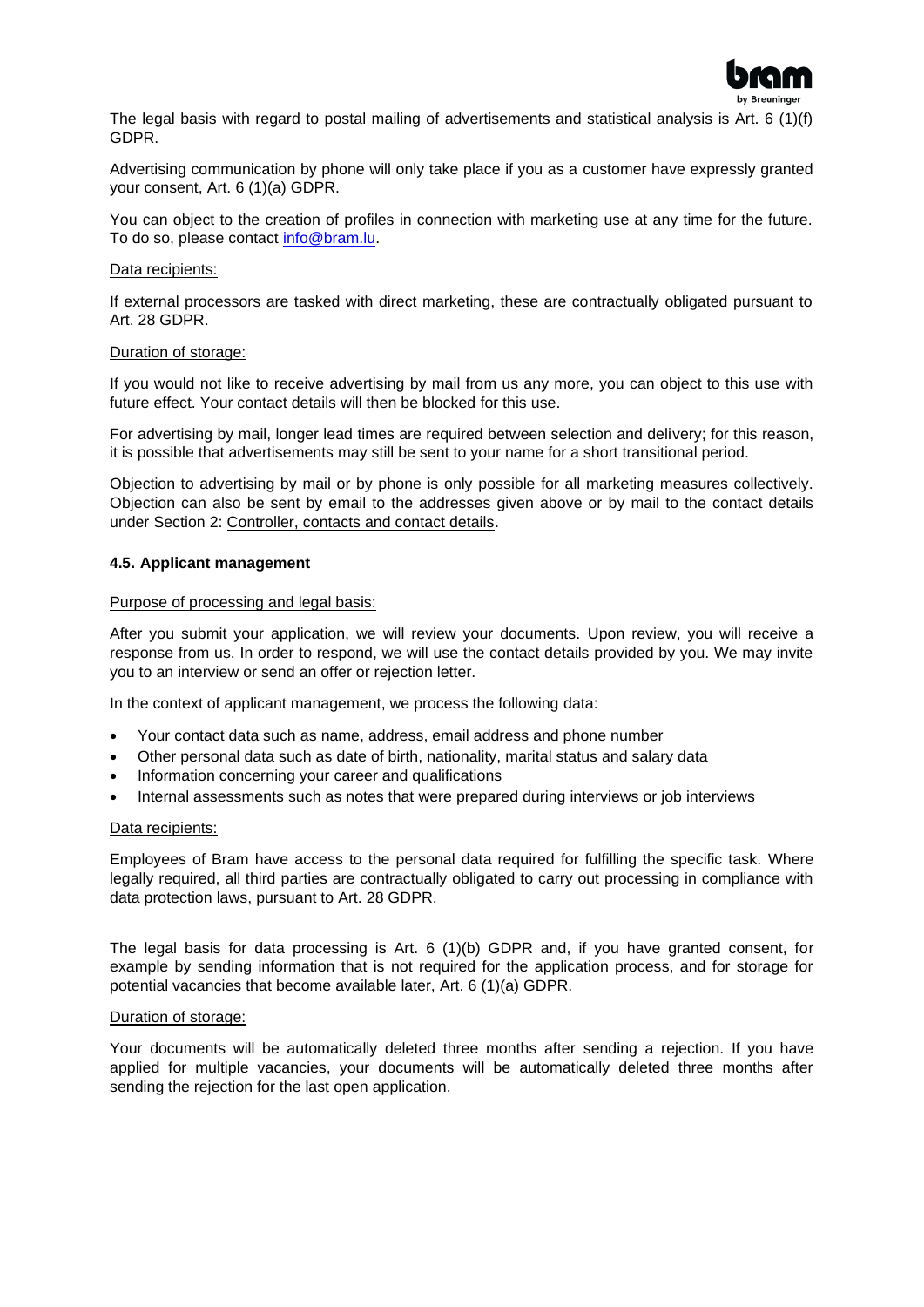The legal basis with regard to postal mailing of advertisements and statistical analysis is Art. 6 (1)(f) GDPR.

Advertising communication by phone will only take place if you as a customer have expressly granted your consent, Art. 6 (1)(a) GDPR.

You can object to the creation of profiles in connection with marketing use at any time for the future. To do so, please contact info@bram.lu.

Data recipients:

If external processors are tasked with direct marketing, these are contractually obligated pursuant to Art. 28 GDPR.

Duration of storage:

If you would not like to receive advertising by mail from us any more, you can object to this use with future effect. Your contact details will then be blocked for this use.

For advertising by mail, longer lead times are required between selection and delivery; for this reason, it is possible that advertisements may still be sent to your name for a short transitional period.

Objection to advertising by mail or by phone is only possible for all marketing measures collectively. Objection can also be sent by email to the addresses given above or by mail to the contact details under Section 2: Controller, contacts and contact details.

### 4.5. Applicant management

Purpose of processing and legal basis:

After you submit your application, we will review your documents. Upon review, you will receive a response from us. In order to respond, we will use the contact details provided by you. We may invite you to an interview or send an offer or rejection letter.

In the context of applicant management, we process the following data:

- Your contact data such as name, address, email address and phone number
- Other personal data such as date of birth, nationality, marital status and salary data
- Information concerning your career and qualifications
- Internal assessments such as notes that were prepared during interviews or job interviews

Data recipients:

Employees of Bram have access to the personal data required for fulfilling the specific task. Where legally required, all third parties are contractually obligated to carry out processing in compliance with data protection laws, pursuant to Art. 28 GDPR.

The legal basis for data processing is Art. 6 (1)(b) GDPR and, if you have granted consent, for example by sending information that is not required for the application process, and for storage for potential vacancies that become available later, Art. 6 (1)(a) GDPR.

Duration of storage:

Your documents will be automatically deleted three months after sending a rejection. If you have applied for multiple vacancies, your documents will be automatically deleted three months after sending the rejection for the last open application.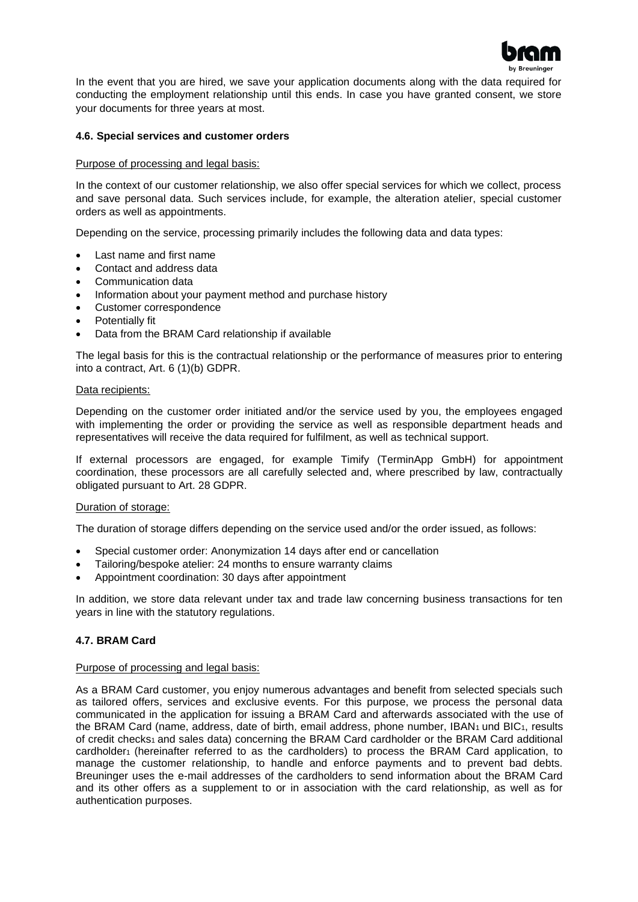In the event that you are hired, we save your application documents along with the data required for conducting the employment relationship until this ends. In case you have granted consent, we store your documents for three years at most.

### 4.6. Special services and customer orders

Purpose of processing and legal basis:

In the context of our customer relationship, we also offer special services for which we collect, process and save personal data. Such services include, for example, the alteration atelier, special customer orders as well as appointments.

Depending on the service, processing primarily includes the following data and data types:

- Last name and first name
- Contact and address data
- Communication data
- Information about your payment method and purchase history
- Customer correspondence
- Potentially fit
- Data from the BRAM Card relationship if available

The legal basis for this is the contractual relationship or the performance of measures prior to entering into a contract, Art. 6 (1)(b) GDPR.

Data recipients:

Depending on the customer order initiated and/or the service used by you, the employees engaged with implementing the order or providing the service as well as responsible department heads and representatives will receive the data required for fulfilment, as well as technical support.

If external processors are engaged, for example Timify (TerminApp GmbH) for appointment coordination, these processors are all carefully selected and, where prescribed by law, contractually obligated pursuant to Art. 28 GDPR.

Duration of storage:

The duration of storage differs depending on the service used and/or the order issued, as follows:

- Special customer order: Anonymization 14 days after end or cancellation
- Tailoring/bespoke atelier: 24 months to ensure warranty claims
- Appointment coordination: 30 days after appointment

In addition, we store data relevant under tax and trade law concerning business transactions for ten years in line with the statutory regulations.

### 4.7. BRAM Card

Purpose of processing and legal basis:

As a BRAM Card customer, you enjoy numerous advantages and benefit from selected specials such as tailored offers, services and exclusive events. For this purpose, we process the personal data communicated in the application for issuing a BRAM Card and afterwards associated with the use of the BRAM Card (name, address, date of birth, email address, phone number, IBAN[1] und BIC[1], results of credit checks[1] and sales data) concerning the BRAM Card cardholder or the BRAM Card additional cardholder[1] (hereinafter referred to as the cardholders) to process the BRAM Card application, to manage the customer relationship, to handle and enforce payments and to prevent bad debts. Breuninger uses the e-mail addresses of the cardholders to send information about the BRAM Card and its other offers as a supplement to or in association with the card relationship, as well as for authentication purposes.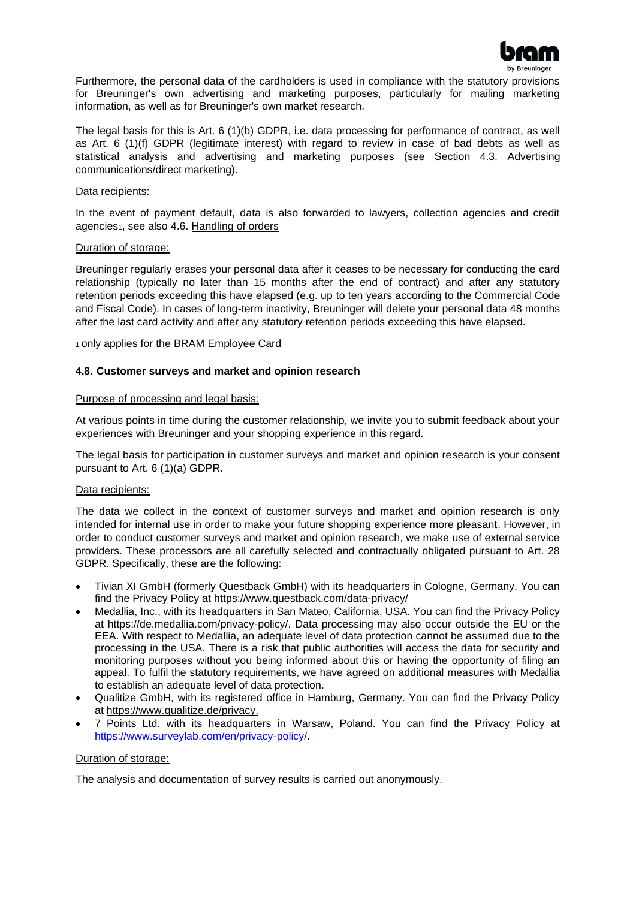Furthermore, the personal data of the cardholders is used in compliance with the statutory provisions for Breuninger's own advertising and marketing purposes, particularly for mailing marketing information, as well as for Breuninger's own market research.

The legal basis for this is Art. 6 (1)(b) GDPR, i.e. data processing for performance of contract, as well as Art. 6 (1)(f) GDPR (legitimate interest) with regard to review in case of bad debts as well as statistical analysis and advertising and marketing purposes (see Section 4.3. Advertising communications/direct marketing).

Data recipients:

In the event of payment default, data is also forwarded to lawyers, collection agencies and credit agencies[1], see also 4.6. Handling of orders

Duration of storage:

Breuninger regularly erases your personal data after it ceases to be necessary for conducting the card relationship (typically no later than 15 months after the end of contract) and after any statutory retention periods exceeding this have elapsed (e.g. up to ten years according to the Commercial Code and Fiscal Code). In cases of long-term inactivity, Breuninger will delete your personal data 48 months after the last card activity and after any statutory retention periods exceeding this have elapsed.

[1] only applies for the BRAM Employee Card

**4.8. Customer surveys and market and opinion research**

Purpose of processing and legal basis:

At various points in time during the customer relationship, we invite you to submit feedback about your experiences with Breuninger and your shopping experience in this regard.

The legal basis for participation in customer surveys and market and opinion research is your consent pursuant to Art. 6 (1)(a) GDPR.

Data recipients:

The data we collect in the context of customer surveys and market and opinion research is only intended for internal use in order to make your future shopping experience more pleasant. However, in order to conduct customer surveys and market and opinion research, we make use of external service providers. These processors are all carefully selected and contractually obligated pursuant to Art. 28 GDPR. Specifically, these are the following:

- Tivian XI GmbH (formerly Questback GmbH) with its headquarters in Cologne, Germany. You can find the Privacy Policy at https://www.questback.com/data-privacy/
- Medallia, Inc., with its headquarters in San Mateo, California, USA. You can find the Privacy Policy at https://de.medallia.com/privacy-policy/. Data processing may also occur outside the EU or the EEA. With respect to Medallia, an adequate level of data protection cannot be assumed due to the processing in the USA. There is a risk that public authorities will access the data for security and monitoring purposes without you being informed about this or having the opportunity of filing an appeal. To fulfil the statutory requirements, we have agreed on additional measures with Medallia to establish an adequate level of data protection.
- Qualitize GmbH, with its registered office in Hamburg, Germany. You can find the Privacy Policy at https://www.qualitize.de/privacy.
- 7 Points Ltd. with its headquarters in Warsaw, Poland. You can find the Privacy Policy at https://www.surveylab.com/en/privacy-policy/.

Duration of storage:

The analysis and documentation of survey results is carried out anonymously.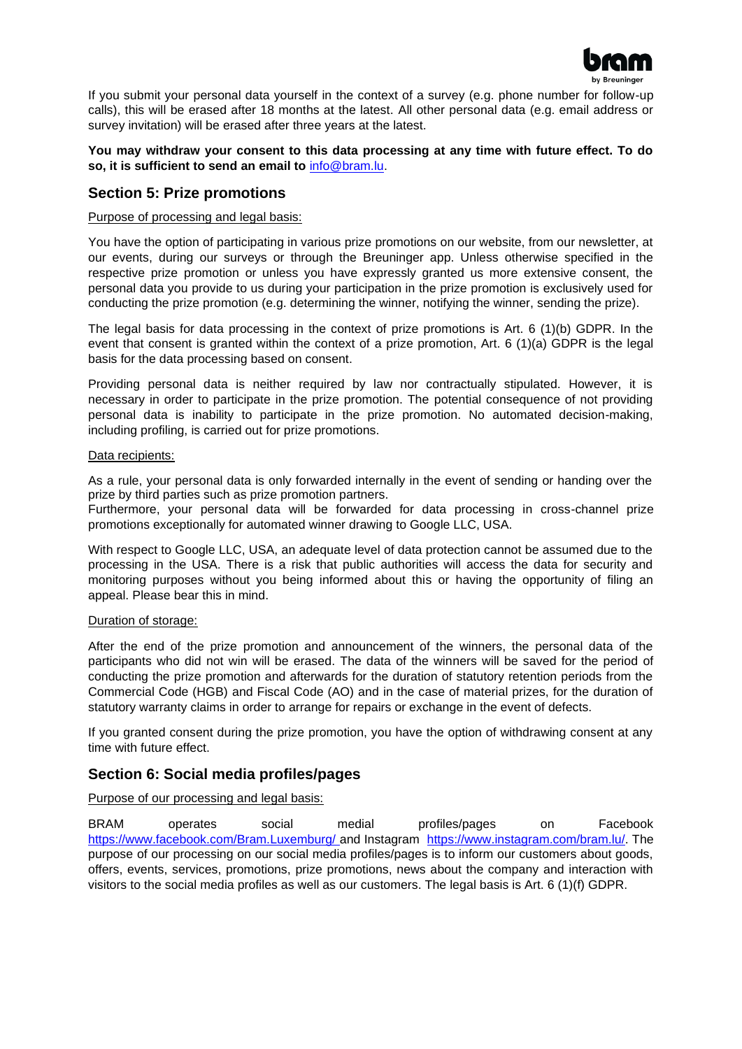If you submit your personal data yourself in the context of a survey (e.g. phone number for follow-up calls), this will be erased after 18 months at the latest. All other personal data (e.g. email address or survey invitation) will be erased after three years at the latest.

**You may withdraw your consent to this data processing at any time with future effect. To do so, it is sufficient to send an email to** [info@bram.lu](mailto:info@bram.lu).

## Section 5: Prize promotions

Purpose of processing and legal basis:

You have the option of participating in various prize promotions on our website, from our newsletter, at our events, during our surveys or through the Breuninger app. Unless otherwise specified in the respective prize promotion or unless you have expressly granted us more extensive consent, the personal data you provide to us during your participation in the prize promotion is exclusively used for conducting the prize promotion (e.g. determining the winner, notifying the winner, sending the prize).

The legal basis for data processing in the context of prize promotions is Art. 6 (1)(b) GDPR. In the event that consent is granted within the context of a prize promotion, Art. 6 (1)(a) GDPR is the legal basis for the data processing based on consent.

Providing personal data is neither required by law nor contractually stipulated. However, it is necessary in order to participate in the prize promotion. The potential consequence of not providing personal data is inability to participate in the prize promotion. No automated decision-making, including profiling, is carried out for prize promotions.

Data recipients:

As a rule, your personal data is only forwarded internally in the event of sending or handing over the prize by third parties such as prize promotion partners.
Furthermore, your personal data will be forwarded for data processing in cross-channel prize promotions exceptionally for automated winner drawing to Google LLC, USA.

With respect to Google LLC, USA, an adequate level of data protection cannot be assumed due to the processing in the USA. There is a risk that public authorities will access the data for security and monitoring purposes without you being informed about this or having the opportunity of filing an appeal. Please bear this in mind.

Duration of storage:

After the end of the prize promotion and announcement of the winners, the personal data of the participants who did not win will be erased. The data of the winners will be saved for the period of conducting the prize promotion and afterwards for the duration of statutory retention periods from the Commercial Code (HGB) and Fiscal Code (AO) and in the case of material prizes, for the duration of statutory warranty claims in order to arrange for repairs or exchange in the event of defects.

If you granted consent during the prize promotion, you have the option of withdrawing consent at any time with future effect.

## Section 6: Social media profiles/pages

Purpose of our processing and legal basis:

BRAM operates social medial profiles/pages on Facebook [https://www.facebook.com/Bram.Luxemburg/](https://www.facebook.com/Bram.Luxemburg/) and Instagram [https://www.instagram.com/bram.lu/](https://www.instagram.com/bram.lu/). The purpose of our processing on our social media profiles/pages is to inform our customers about goods, offers, events, services, promotions, prize promotions, news about the company and interaction with visitors to the social media profiles as well as our customers. The legal basis is Art. 6 (1)(f) GDPR.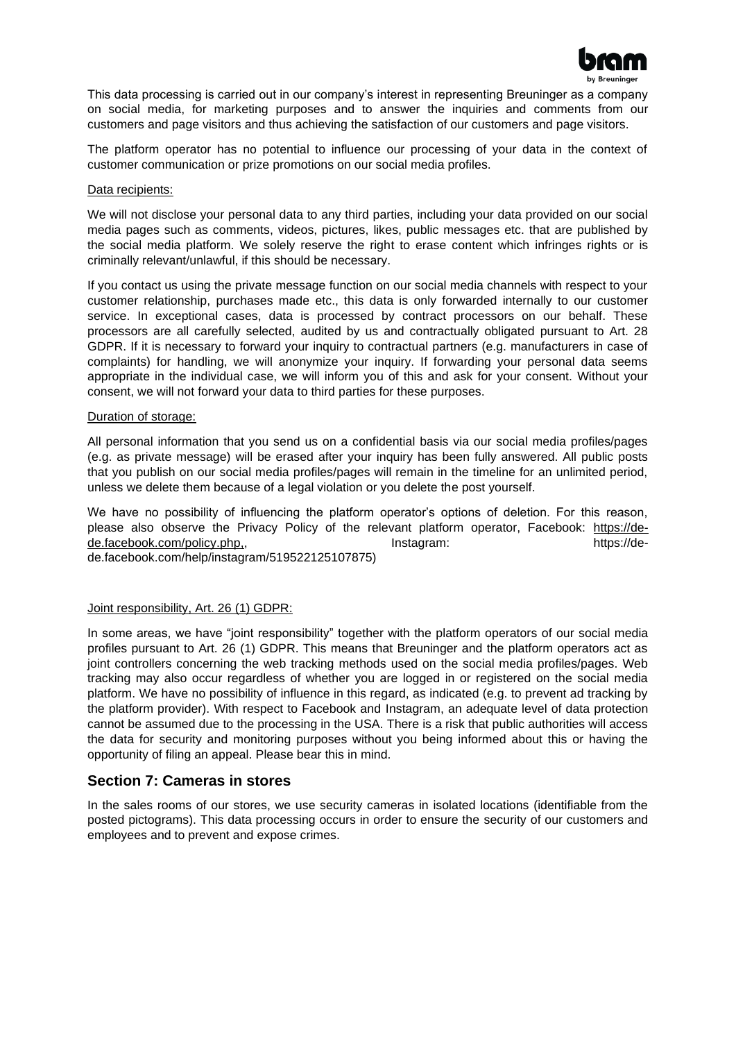This data processing is carried out in our company's interest in representing Breuninger as a company on social media, for marketing purposes and to answer the inquiries and comments from our customers and page visitors and thus achieving the satisfaction of our customers and page visitors.

The platform operator has no potential to influence our processing of your data in the context of customer communication or prize promotions on our social media profiles.

Data recipients:

We will not disclose your personal data to any third parties, including your data provided on our social media pages such as comments, videos, pictures, likes, public messages etc. that are published by the social media platform. We solely reserve the right to erase content which infringes rights or is criminally relevant/unlawful, if this should be necessary.

If you contact us using the private message function on our social media channels with respect to your customer relationship, purchases made etc., this data is only forwarded internally to our customer service. In exceptional cases, data is processed by contract processors on our behalf. These processors are all carefully selected, audited by us and contractually obligated pursuant to Art. 28 GDPR. If it is necessary to forward your inquiry to contractual partners (e.g. manufacturers in case of complaints) for handling, we will anonymize your inquiry. If forwarding your personal data seems appropriate in the individual case, we will inform you of this and ask for your consent. Without your consent, we will not forward your data to third parties for these purposes.

Duration of storage:

All personal information that you send us on a confidential basis via our social media profiles/pages (e.g. as private message) will be erased after your inquiry has been fully answered. All public posts that you publish on our social media profiles/pages will remain in the timeline for an unlimited period, unless we delete them because of a legal violation or you delete the post yourself.

We have no possibility of influencing the platform operator's options of deletion. For this reason, please also observe the Privacy Policy of the relevant platform operator, Facebook: https://de-de.facebook.com/policy.php,, Instagram: https://de-de.facebook.com/help/instagram/519522125107875)

Joint responsibility, Art. 26 (1) GDPR:

In some areas, we have "joint responsibility" together with the platform operators of our social media profiles pursuant to Art. 26 (1) GDPR. This means that Breuninger and the platform operators act as joint controllers concerning the web tracking methods used on the social media profiles/pages. Web tracking may also occur regardless of whether you are logged in or registered on the social media platform. We have no possibility of influence in this regard, as indicated (e.g. to prevent ad tracking by the platform provider). With respect to Facebook and Instagram, an adequate level of data protection cannot be assumed due to the processing in the USA. There is a risk that public authorities will access the data for security and monitoring purposes without you being informed about this or having the opportunity of filing an appeal. Please bear this in mind.

## Section 7: Cameras in stores

In the sales rooms of our stores, we use security cameras in isolated locations (identifiable from the posted pictograms). This data processing occurs in order to ensure the security of our customers and employees and to prevent and expose crimes.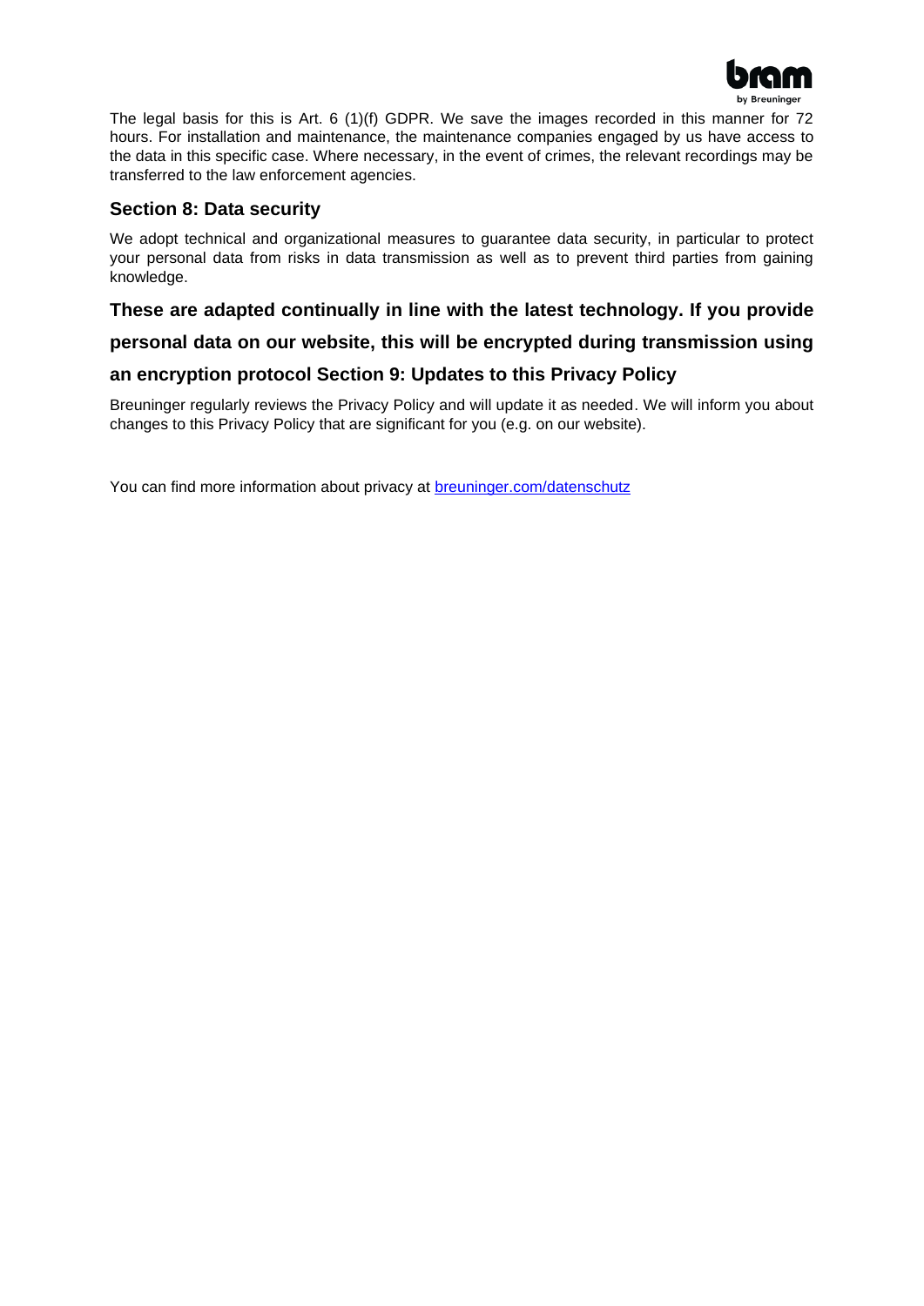The legal basis for this is Art. 6 (1)(f) GDPR. We save the images recorded in this manner for 72 hours. For installation and maintenance, the maintenance companies engaged by us have access to the data in this specific case. Where necessary, in the event of crimes, the relevant recordings may be transferred to the law enforcement agencies.

## Section 8: Data security

We adopt technical and organizational measures to guarantee data security, in particular to protect your personal data from risks in data transmission as well as to prevent third parties from gaining knowledge.

## These are adapted continually in line with the latest technology. If you provide personal data on our website, this will be encrypted during transmission using an encryption protocol Section 9: Updates to this Privacy Policy

Breuninger regularly reviews the Privacy Policy and will update it as needed. We will inform you about changes to this Privacy Policy that are significant for you (e.g. on our website).

You can find more information about privacy at [breuninger.com/datenschutz](https://breuninger.com/datenschutz)